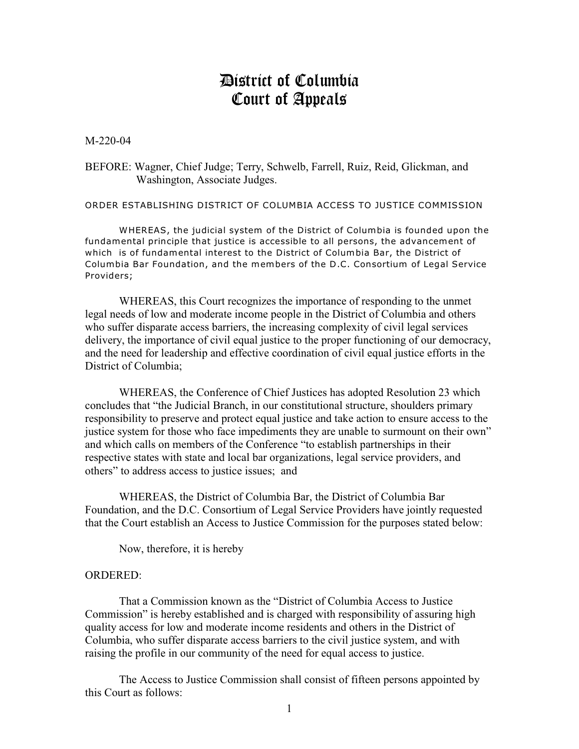# District of Columbia
# Court of Appeals

M-220-04

BEFORE: Wagner, Chief Judge; Terry, Schwelb, Farrell, Ruiz, Reid, Glickman, and Washington, Associate Judges.

ORDER ESTABLISHING DISTRICT OF COLUMBIA ACCESS TO JUSTICE COMMISSION

WHEREAS, the judicial system of the District of Columbia is founded upon the fundamental principle that justice is accessible to all persons, the advancement of which is of fundamental interest to the District of Columbia Bar, the District of Columbia Bar Foundation, and the members of the D.C. Consortium of Legal Service Providers;

WHEREAS, this Court recognizes the importance of responding to the unmet legal needs of low and moderate income people in the District of Columbia and others who suffer disparate access barriers, the increasing complexity of civil legal services delivery, the importance of civil equal justice to the proper functioning of our democracy, and the need for leadership and effective coordination of civil equal justice efforts in the District of Columbia;

WHEREAS, the Conference of Chief Justices has adopted Resolution 23 which concludes that "the Judicial Branch, in our constitutional structure, shoulders primary responsibility to preserve and protect equal justice and take action to ensure access to the justice system for those who face impediments they are unable to surmount on their own" and which calls on members of the Conference "to establish partnerships in their respective states with state and local bar organizations, legal service providers, and others" to address access to justice issues; and

WHEREAS, the District of Columbia Bar, the District of Columbia Bar Foundation, and the D.C. Consortium of Legal Service Providers have jointly requested that the Court establish an Access to Justice Commission for the purposes stated below:

Now, therefore, it is hereby

ORDERED:

That a Commission known as the "District of Columbia Access to Justice Commission" is hereby established and is charged with responsibility of assuring high quality access for low and moderate income residents and others in the District of Columbia, who suffer disparate access barriers to the civil justice system, and with raising the profile in our community of the need for equal access to justice.

The Access to Justice Commission shall consist of fifteen persons appointed by this Court as follows: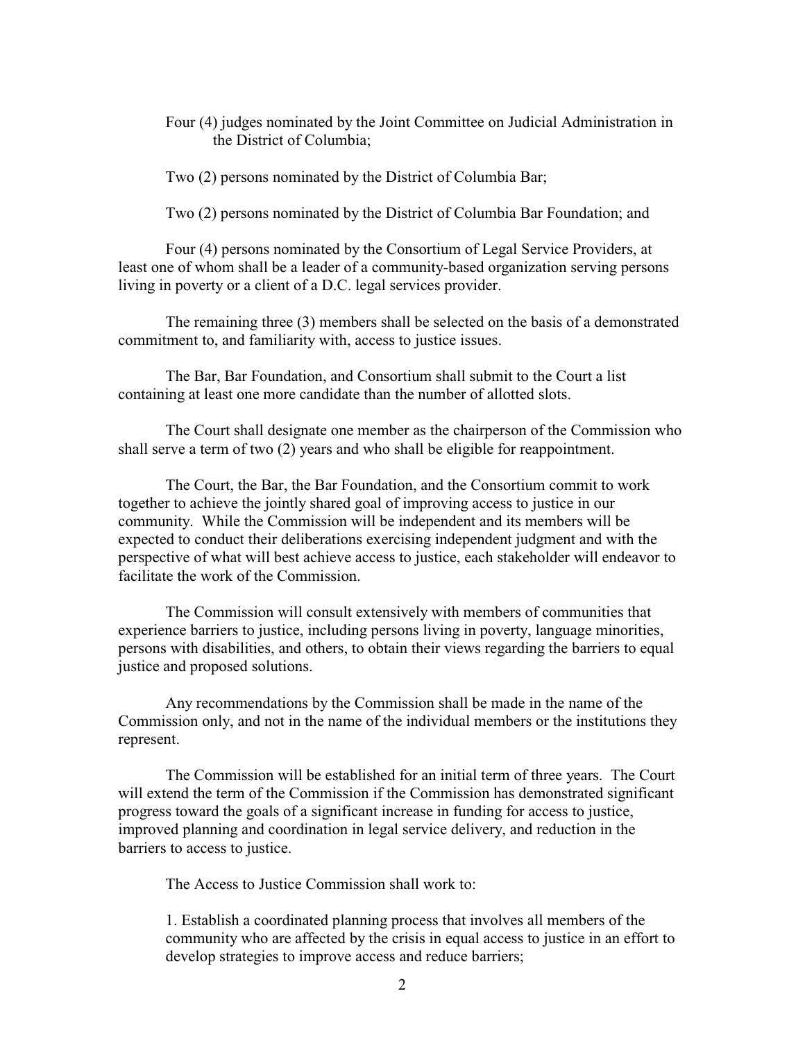Four (4) judges nominated by the Joint Committee on Judicial Administration in the District of Columbia;

Two (2) persons nominated by the District of Columbia Bar;

Two (2) persons nominated by the District of Columbia Bar Foundation; and

Four (4) persons nominated by the Consortium of Legal Service Providers, at least one of whom shall be a leader of a community-based organization serving persons living in poverty or a client of a D.C. legal services provider.

The remaining three (3) members shall be selected on the basis of a demonstrated commitment to, and familiarity with, access to justice issues.

The Bar, Bar Foundation, and Consortium shall submit to the Court a list containing at least one more candidate than the number of allotted slots.

The Court shall designate one member as the chairperson of the Commission who shall serve a term of two (2) years and who shall be eligible for reappointment.

The Court, the Bar, the Bar Foundation, and the Consortium commit to work together to achieve the jointly shared goal of improving access to justice in our community. While the Commission will be independent and its members will be expected to conduct their deliberations exercising independent judgment and with the perspective of what will best achieve access to justice, each stakeholder will endeavor to facilitate the work of the Commission.

The Commission will consult extensively with members of communities that experience barriers to justice, including persons living in poverty, language minorities, persons with disabilities, and others, to obtain their views regarding the barriers to equal justice and proposed solutions.

Any recommendations by the Commission shall be made in the name of the Commission only, and not in the name of the individual members or the institutions they represent.

The Commission will be established for an initial term of three years. The Court will extend the term of the Commission if the Commission has demonstrated significant progress toward the goals of a significant increase in funding for access to justice, improved planning and coordination in legal service delivery, and reduction in the barriers to access to justice.

The Access to Justice Commission shall work to:

1. Establish a coordinated planning process that involves all members of the community who are affected by the crisis in equal access to justice in an effort to develop strategies to improve access and reduce barriers;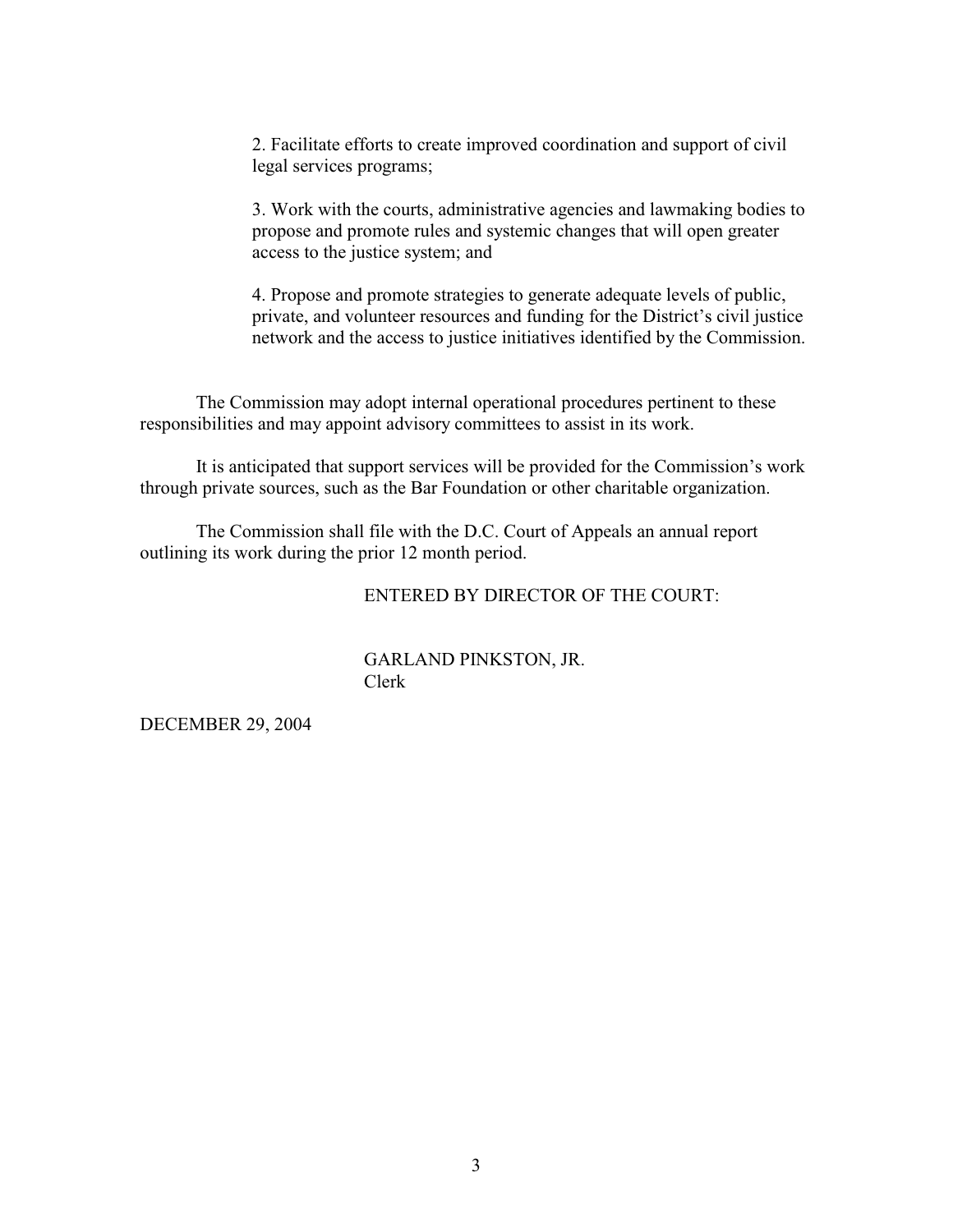2. Facilitate efforts to create improved coordination and support of civil legal services programs;

3. Work with the courts, administrative agencies and lawmaking bodies to propose and promote rules and systemic changes that will open greater access to the justice system; and

4. Propose and promote strategies to generate adequate levels of public, private, and volunteer resources and funding for the District's civil justice network and the access to justice initiatives identified by the Commission.

The Commission may adopt internal operational procedures pertinent to these responsibilities and may appoint advisory committees to assist in its work.

It is anticipated that support services will be provided for the Commission's work through private sources, such as the Bar Foundation or other charitable organization.

The Commission shall file with the D.C. Court of Appeals an annual report outlining its work during the prior 12 month period.

ENTERED BY DIRECTOR OF THE COURT:

GARLAND PINKSTON, JR.
Clerk

DECEMBER 29, 2004